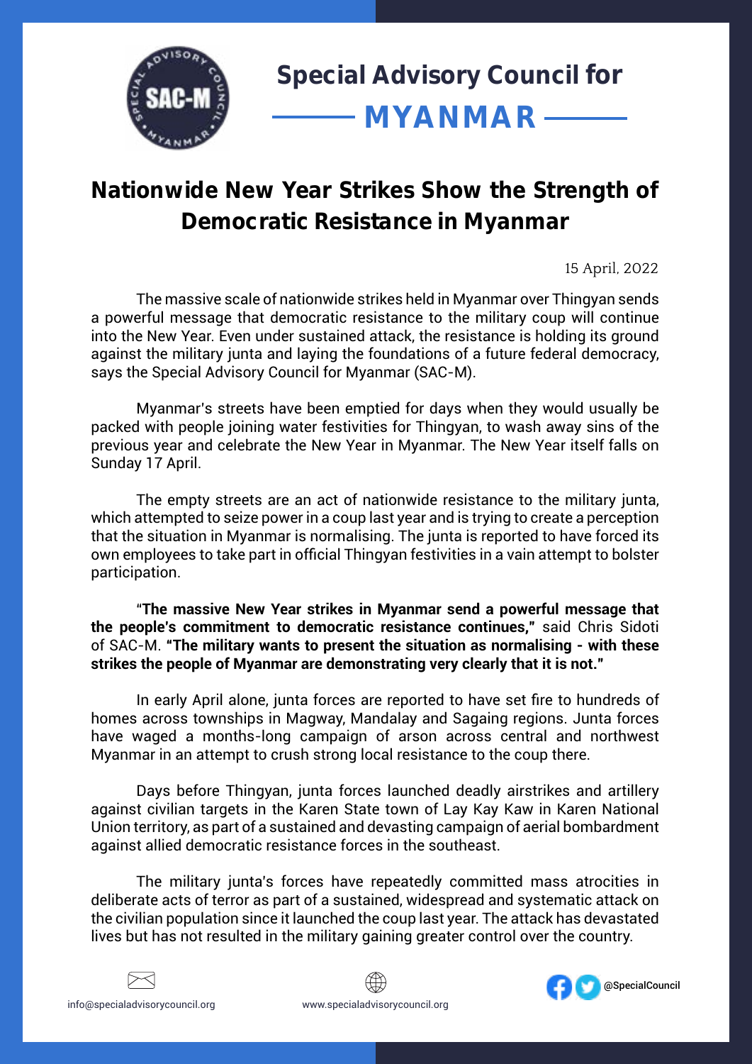# Special Advisory Council for MYANMAR

## Nationwide New Year Strikes Show the Strength of Democratic Resistance in Myanmar

15 April, 2022

The massive scale of nationwide strikes held in Myanmar over Thingyan sends a powerful message that democratic resistance to the military coup will continue into the New Year. Even under sustained attack, the resistance is holding its ground against the military junta and laying the foundations of a future federal democracy, says the Special Advisory Council for Myanmar (SAC-M).

Myanmar's streets have been emptied for days when they would usually be packed with people joining water festivities for Thingyan, to wash away sins of the previous year and celebrate the New Year in Myanmar. The New Year itself falls on Sunday 17 April.

The empty streets are an act of nationwide resistance to the military junta, which attempted to seize power in a coup last year and is trying to create a perception that the situation in Myanmar is normalising. The junta is reported to have forced its own employees to take part in official Thingyan festivities in a vain attempt to bolster participation.

**"The massive New Year strikes in Myanmar send a powerful message that the people's commitment to democratic resistance continues,"** said Chris Sidoti of SAC-M. **"The military wants to present the situation as normalising - with these strikes the people of Myanmar are demonstrating very clearly that it is not."**

In early April alone, junta forces are reported to have set fire to hundreds of homes across townships in Magway, Mandalay and Sagaing regions. Junta forces have waged a months-long campaign of arson across central and northwest Myanmar in an attempt to crush strong local resistance to the coup there.

Days before Thingyan, junta forces launched deadly airstrikes and artillery against civilian targets in the Karen State town of Lay Kay Kaw in Karen National Union territory, as part of a sustained and devasting campaign of aerial bombardment against allied democratic resistance forces in the southeast.

The military junta's forces have repeatedly committed mass atrocities in deliberate acts of terror as part of a sustained, widespread and systematic attack on the civilian population since it launched the coup last year. The attack has devastated lives but has not resulted in the military gaining greater control over the country.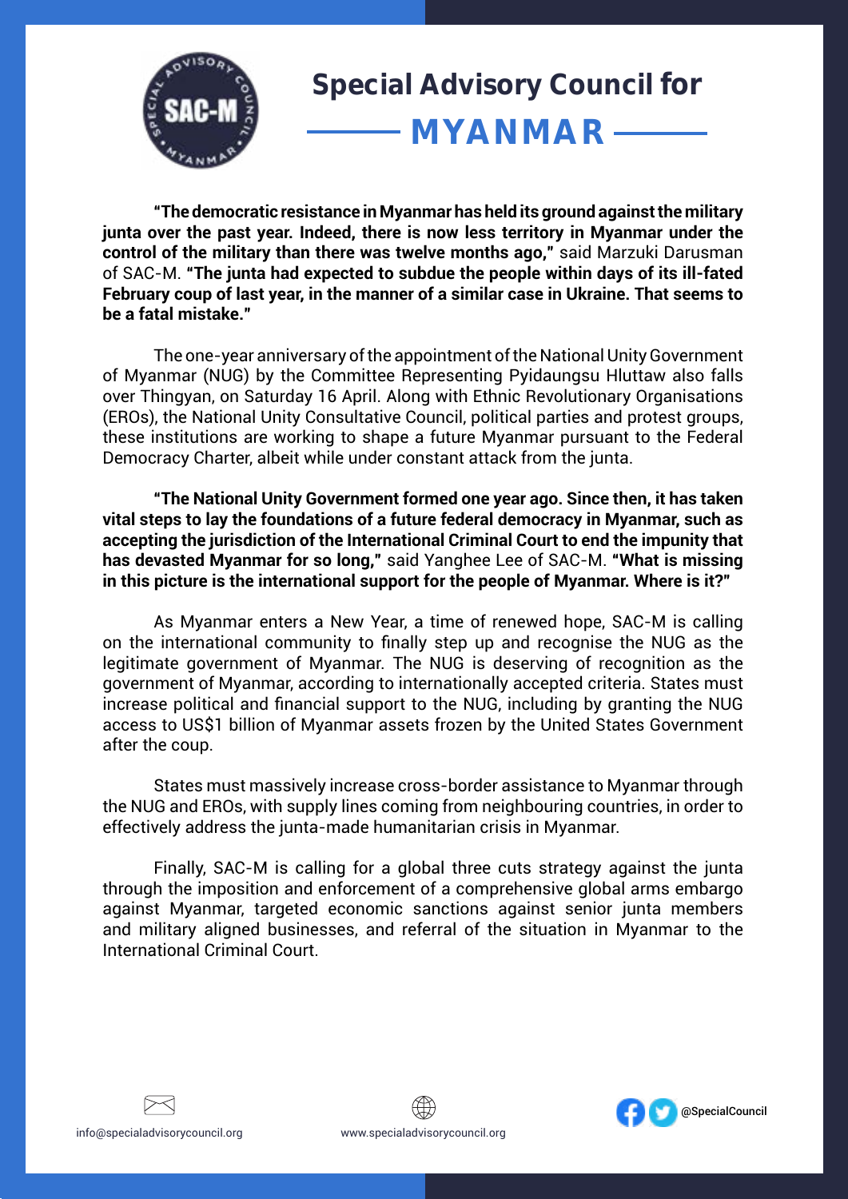**"The democratic resistance in Myanmar has held its ground against the military junta over the past year. Indeed, there is now less territory in Myanmar under the control of the military than there was twelve months ago,"** said Marzuki Darusman of SAC-M. **"The junta had expected to subdue the people within days of its ill-fated February coup of last year, in the manner of a similar case in Ukraine. That seems to be a fatal mistake."**

The one-year anniversary of the appointment of the National Unity Government of Myanmar (NUG) by the Committee Representing Pyidaungsu Hluttaw also falls over Thingyan, on Saturday 16 April. Along with Ethnic Revolutionary Organisations (EROs), the National Unity Consultative Council, political parties and protest groups, these institutions are working to shape a future Myanmar pursuant to the Federal Democracy Charter, albeit while under constant attack from the junta.

**"The National Unity Government formed one year ago. Since then, it has taken vital steps to lay the foundations of a future federal democracy in Myanmar, such as accepting the jurisdiction of the International Criminal Court to end the impunity that has devastated Myanmar for so long,"** said Yanghee Lee of SAC-M. **"What is missing in this picture is the international support for the people of Myanmar. Where is it?"**

As Myanmar enters a New Year, a time of renewed hope, SAC-M is calling on the international community to finally step up and recognise the NUG as the legitimate government of Myanmar. The NUG is deserving of recognition as the government of Myanmar, according to internationally accepted criteria. States must increase political and financial support to the NUG, including by granting the NUG access to US$1 billion of Myanmar assets frozen by the United States Government after the coup.

States must massively increase cross-border assistance to Myanmar through the NUG and EROs, with supply lines coming from neighbouring countries, in order to effectively address the junta-made humanitarian crisis in Myanmar.

Finally, SAC-M is calling for a global three cuts strategy against the junta through the imposition and enforcement of a comprehensive global arms embargo against Myanmar, targeted economic sanctions against senior junta members and military aligned businesses, and referral of the situation in Myanmar to the International Criminal Court.